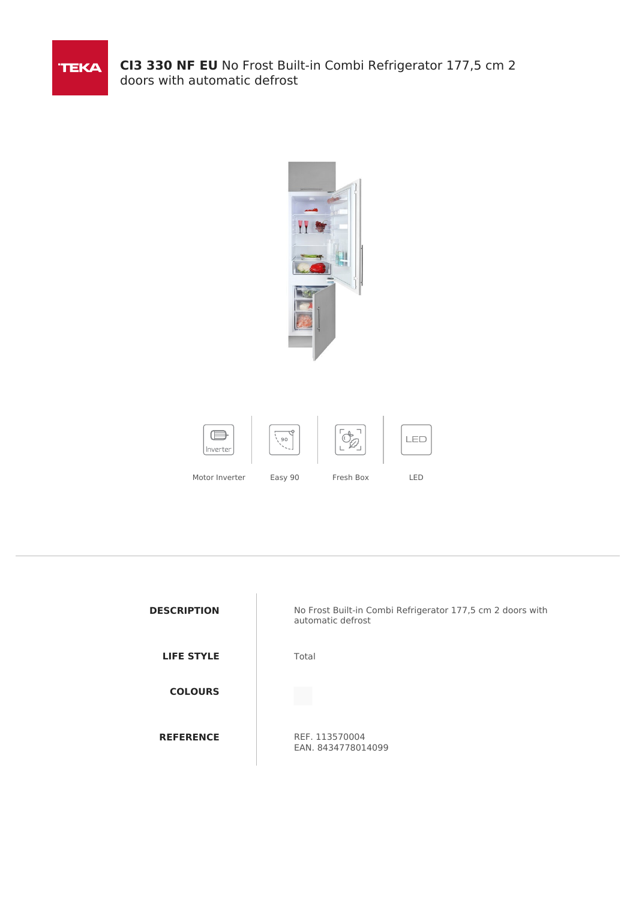# **CI3 330 NF EU** No Frost Built-in Combi Refrigerator 177,5 cm 2 doors with automatic defrost

Motor Inverter

Easy 90

Fresh Box

LED

| | |
|---|---|
| **DESCRIPTION** | No Frost Built-in Combi Refrigerator 177,5 cm 2 doors with automatic defrost |
| **LIFE STYLE** | Total |
| **COLOURS** | |
| **REFERENCE** | REF. 113570004<br>EAN. 8434778014099 |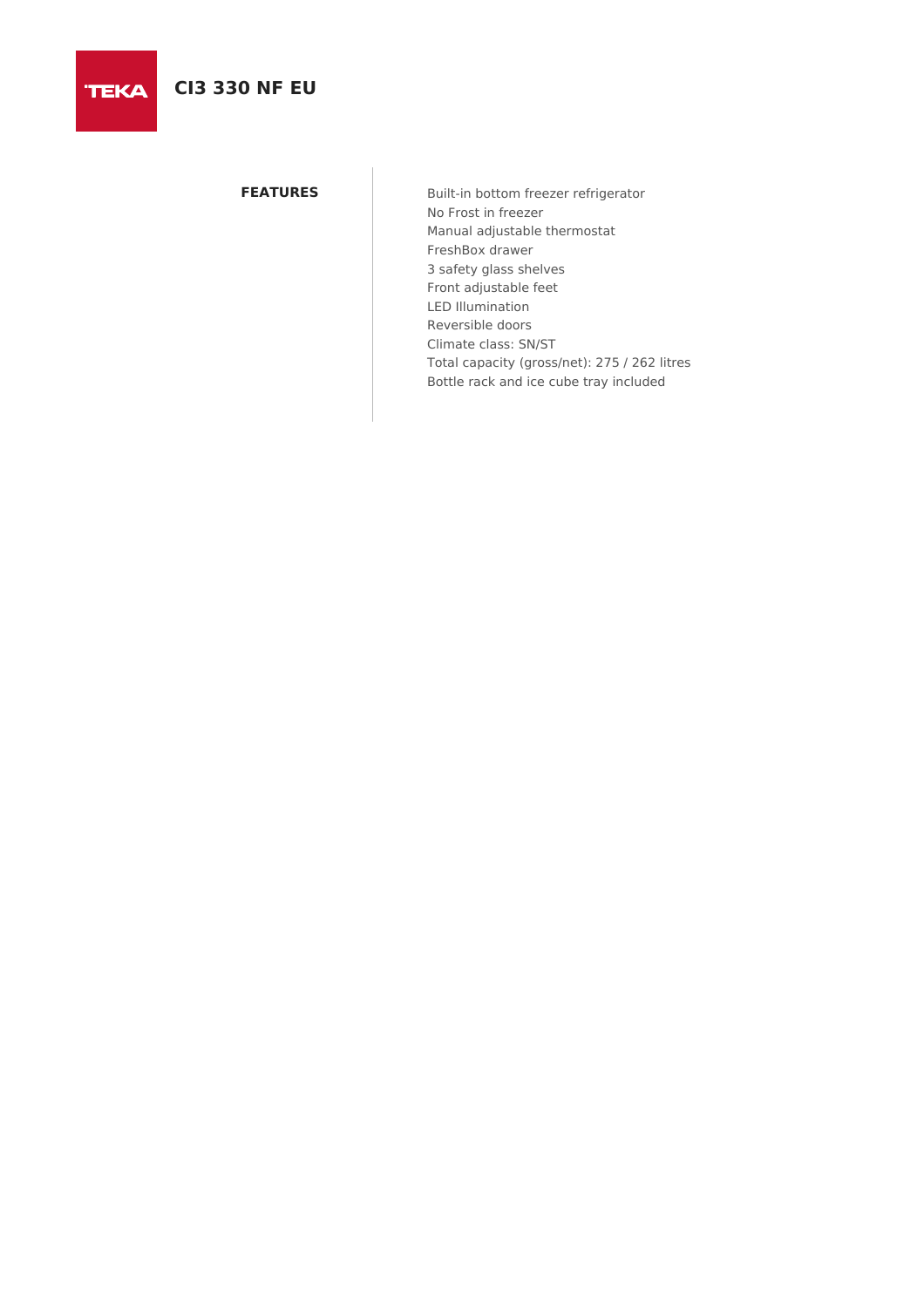# CI3 330 NF EU

## FEATURES

Built-in bottom freezer refrigerator
No Frost in freezer
Manual adjustable thermostat
FreshBox drawer
3 safety glass shelves
Front adjustable feet
LED Illumination
Reversible doors
Climate class: SN/ST
Total capacity (gross/net): 275 / 262 litres
Bottle rack and ice cube tray included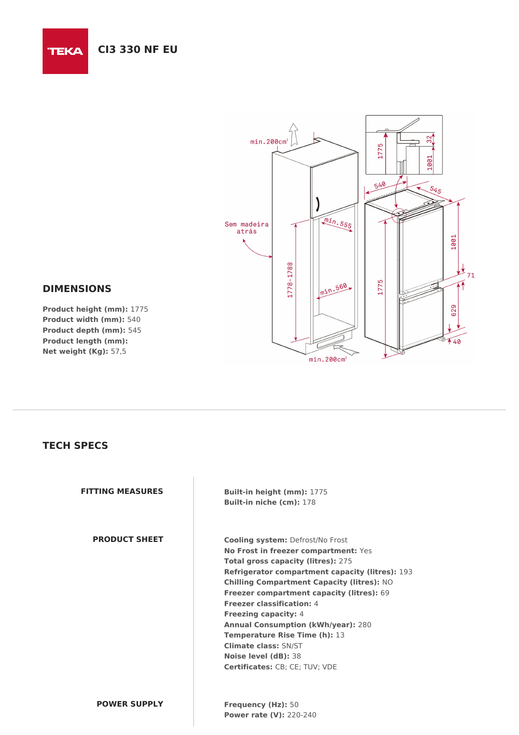**CI3 330 NF EU**

## DIMENSIONS

**Product height (mm):** 1775
**Product width (mm):** 540
**Product depth (mm):** 545
**Product length (mm):**
**Net weight (Kg):** 57,5

## TECH SPECS

### FITTING MEASURES

**Built-in height (mm):** 1775
**Built-in niche (cm):** 178

### PRODUCT SHEET

**Cooling system:** Defrost/No Frost
**No Frost in freezer compartment:** Yes
**Total gross capacity (litres):** 275
**Refrigerator compartment capacity (litres):** 193
**Chilling Compartment Capacity (litres):** NO
**Freezer compartment capacity (litres):** 69
**Freezer classification:** 4
**Freezing capacity:** 4
**Annual Consumption (kWh/year):** 280
**Temperature Rise Time (h):** 13
**Climate class:** SN/ST
**Noise level (dB):** 38
**Certificates:** CB; CE; TUV; VDE

### POWER SUPPLY

**Frequency (Hz):** 50
**Power rate (V):** 220-240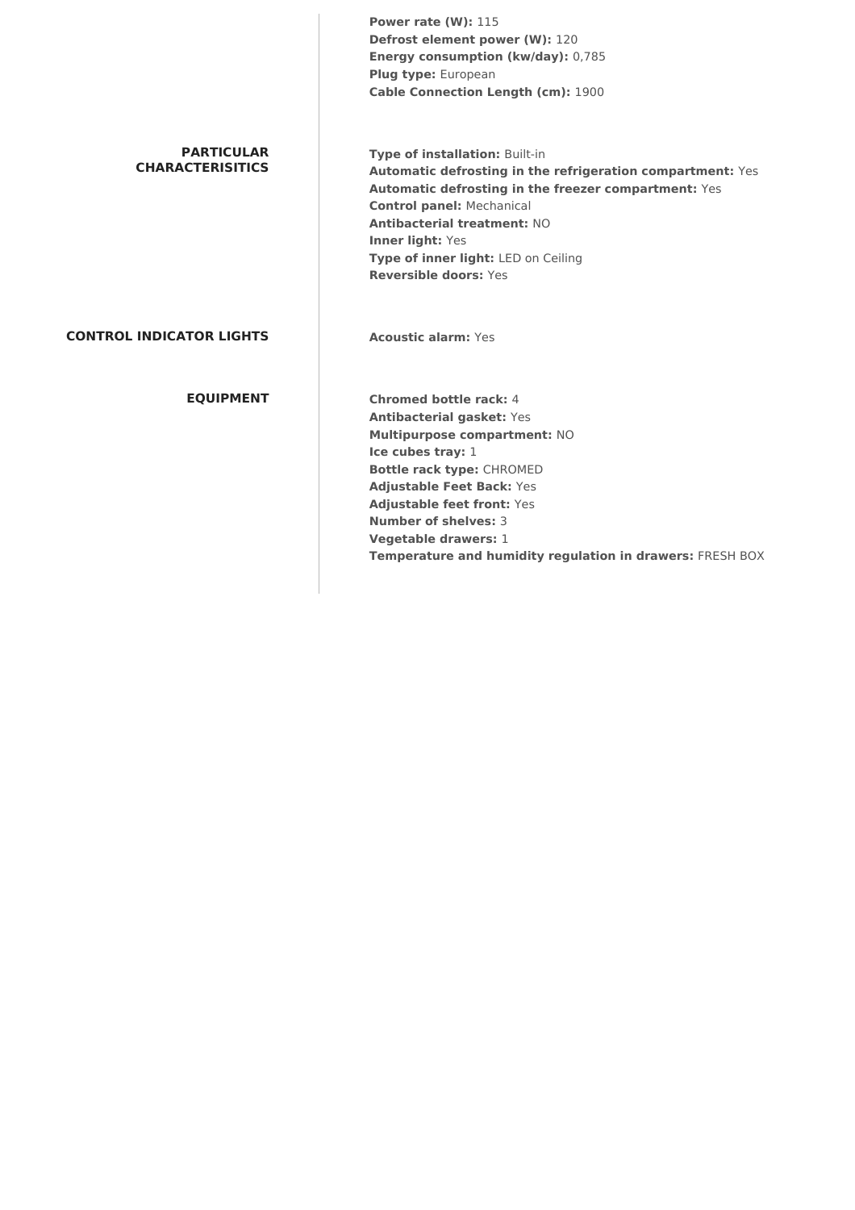**Power rate (W):** 115
**Defrost element power (W):** 120
**Energy consumption (kw/day):** 0,785
**Plug type:** European
**Cable Connection Length (cm):** 1900

## PARTICULAR CHARACTERISITICS

**Type of installation:** Built-in
**Automatic defrosting in the refrigeration compartment:** Yes
**Automatic defrosting in the freezer compartment:** Yes
**Control panel:** Mechanical
**Antibacterial treatment:** NO
**Inner light:** Yes
**Type of inner light:** LED on Ceiling
**Reversible doors:** Yes

## CONTROL INDICATOR LIGHTS

**Acoustic alarm:** Yes

## EQUIPMENT

**Chromed bottle rack:** 4
**Antibacterial gasket:** Yes
**Multipurpose compartment:** NO
**Ice cubes tray:** 1
**Bottle rack type:** CHROMED
**Adjustable Feet Back:** Yes
**Adjustable feet front:** Yes
**Number of shelves:** 3
**Vegetable drawers:** 1
**Temperature and humidity regulation in drawers:** FRESH BOX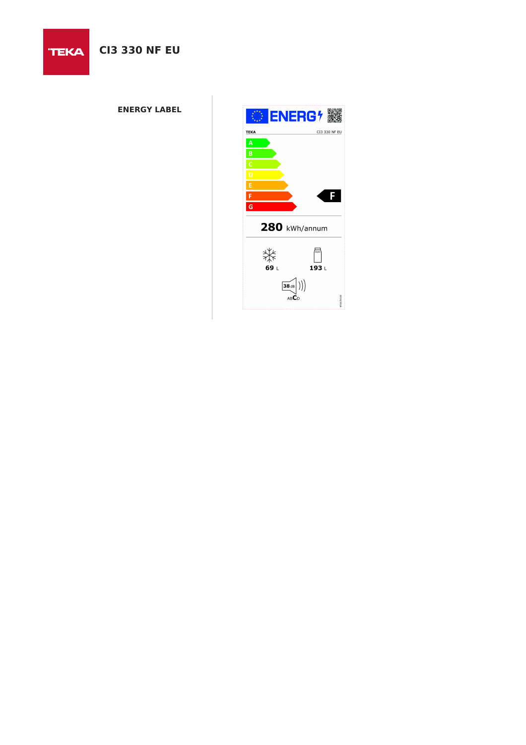TEKA

# CI3 330 NF EU

## ENERGY LABEL

ENERG

TEKA

CI3 330 NF EU

A
B
C
D
E
F
G

F

280 kWh/annum

69 L

193 L

38 dB

ABCD

2019/2016